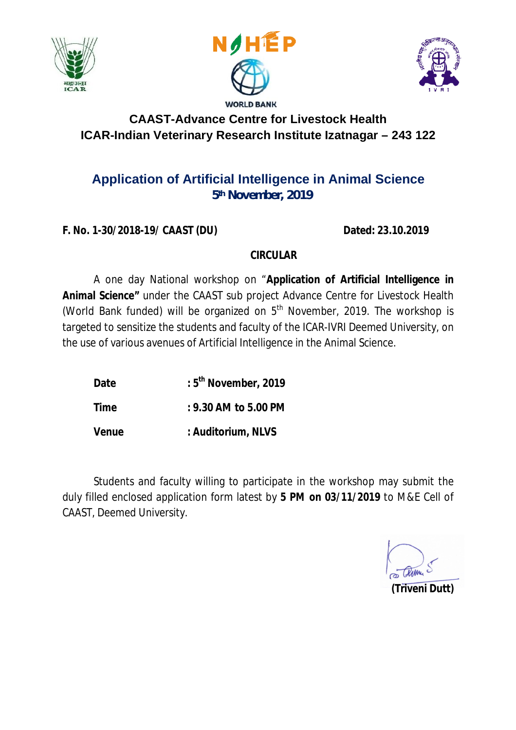WORLD BANK

## CAAST-Advance Centre for Livestock Health
## ICAR-Indian Veterinary Research Institute Izatnagar – 243 122

# Application of Artificial Intelligence in Animal Science

**5th November, 2019**

**F. No. 1-30/2018-19/ CAAST (DU)** **Dated: 23.10.2019**

**CIRCULAR**

A one day National workshop on "**Application of Artificial Intelligence in Animal Science"** under the CAAST sub project Advance Centre for Livestock Health (World Bank funded) will be organized on 5th November, 2019. The workshop is targeted to sensitize the students and faculty of the ICAR-IVRI Deemed University, on the use of various avenues of Artificial Intelligence in the Animal Science.

| | |
|---|---|
| **Date** | **: 5th November, 2019** |
| **Time** | **: 9.30 AM to 5.00 PM** |
| **Venue** | **: Auditorium, NLVS** |

Students and faculty willing to participate in the workshop may submit the duly filled enclosed application form latest by **5 PM on 03/11/2019** to M&E Cell of CAAST, Deemed University.

**(Triveni Dutt)**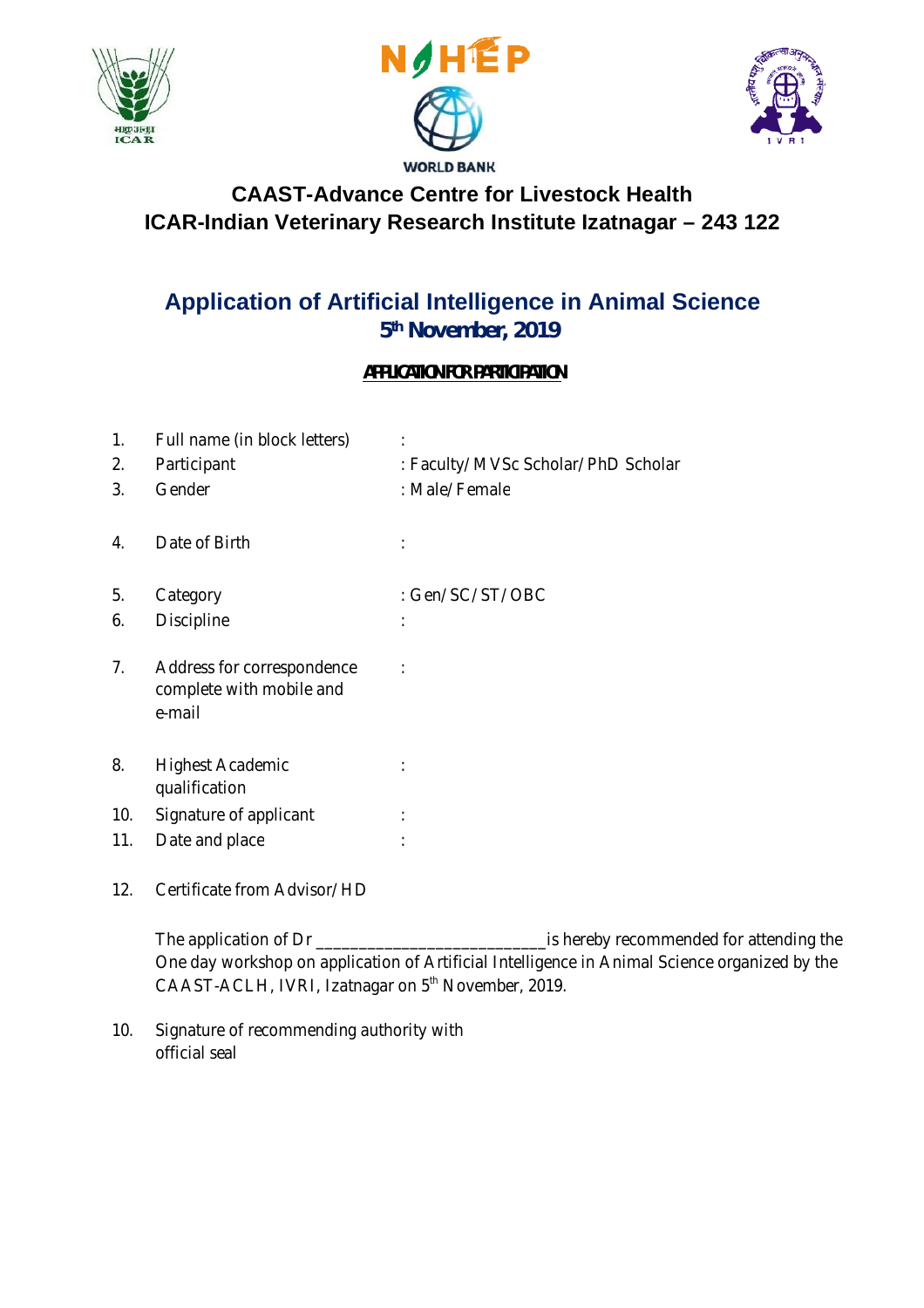WORLD BANK

## CAAST-Advance Centre for Livestock Health
## ICAR-Indian Veterinary Research Institute Izatnagar – 243 122

# Application of Artificial Intelligence in Animal Science

**5th November, 2019**

**APPLICATION FOR PARTICIPATION**

| | | |
|---|---|---|
| 1. | Full name (in block letters) | : |
| 2. | Participant | : Faculty/ MVSc Scholar/ PhD Scholar |
| 3. | Gender | : Male/ Female |
| 4. | Date of Birth | : |
| 5. | Category | : Gen/ SC/ ST/ OBC |
| 6. | Discipline | : |
| 7. | Address for correspondence complete with mobile and e-mail | : |
| 8. | Highest Academic qualification | : |
| 10. | Signature of applicant | : |
| 11. | Date and place | : |

12. Certificate from Advisor/ HD

The application of Dr __________________________ is hereby recommended for attending the One day workshop on application of Artificial Intelligence in Animal Science organized by the CAAST-ACLH, IVRI, Izatnagar on 5th November, 2019.

10. Signature of recommending authority with official seal